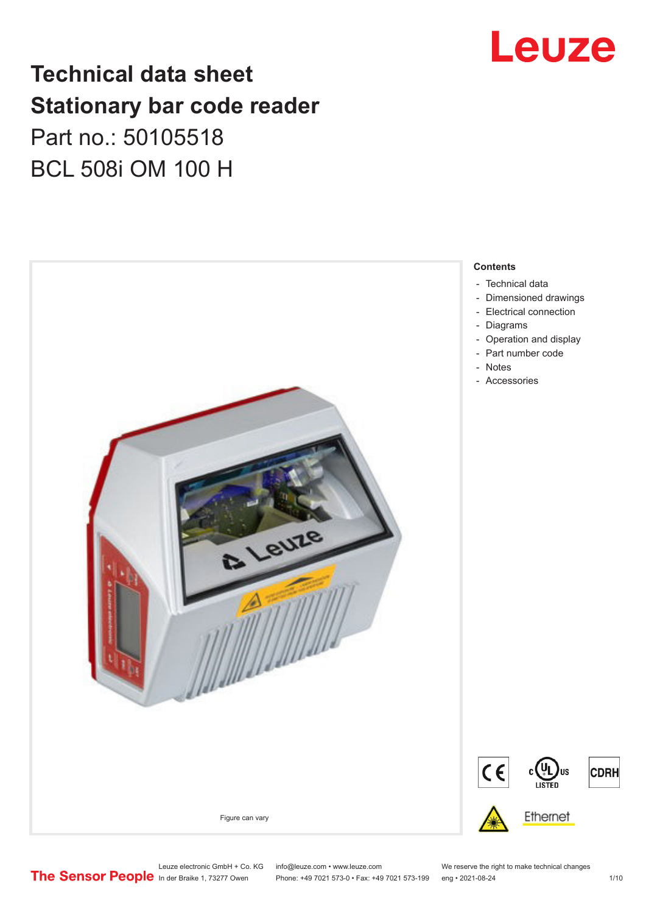# Technical data sheet
# Stationary bar code reader

## Part no.: 50105518

## BCL 508i OM 100 H

Figure can vary

**Contents**

- Technical data
- Dimensioned drawings
- Electrical connection
- Diagrams
- Operation and display
- Part number code
- Notes
- Accessories

Leuze electronic GmbH + Co. KG
In der Braike 1, 73277 Owen

info@leuze.com • www.leuze.com
Phone: +49 7021 573-0 • Fax: +49 7021 573-199

We reserve the right to make technical changes
eng • 2021-08-24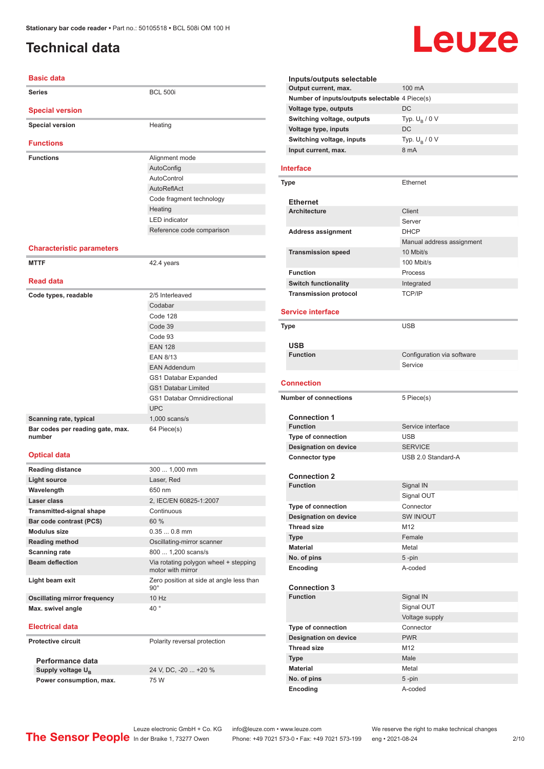# Technical data

## Basic data

| | |
|---|---|
| **Series** | BCL 500i |

## Special version

| | |
|---|---|
| **Special version** | Heating |

## Functions

| | |
|---|---|
| **Functions** | Alignment mode |
| | AutoConfig |
| | AutoControl |
| | AutoReflAct |
| | Code fragment technology |
| | Heating |
| | LED indicator |
| | Reference code comparison |

## Characteristic parameters

| | |
|---|---|
| **MTTF** | 42.4 years |

## Read data

| | |
|---|---|
| **Code types, readable** | 2/5 Interleaved |
| | Codabar |
| | Code 128 |
| | Code 39 |
| | Code 93 |
| | EAN 128 |
| | EAN 8/13 |
| | EAN Addendum |
| | GS1 Databar Expanded |
| | GS1 Databar Limited |
| | GS1 Databar Omnidirectional |
| | UPC |
| **Scanning rate, typical** | 1,000 scans/s |
| **Bar codes per reading gate, max. number** | 64 Piece(s) |

## Optical data

| | |
|---|---|
| **Reading distance** | 300 ... 1,000 mm |
| **Light source** | Laser, Red |
| **Wavelength** | 650 nm |
| **Laser class** | 2, IEC/EN 60825-1:2007 |
| **Transmitted-signal shape** | Continuous |
| **Bar code contrast (PCS)** | 60 % |
| **Modulus size** | 0.35 ... 0.8 mm |
| **Reading method** | Oscillating-mirror scanner |
| **Scanning rate** | 800 ... 1,200 scans/s |
| **Beam deflection** | Via rotating polygon wheel + stepping motor with mirror |
| **Light beam exit** | Zero position at side at angle less than 90° |
| **Oscillating mirror frequency** | 10 Hz |
| **Max. swivel angle** | 40 ° |

## Electrical data

| | |
|---|---|
| **Protective circuit** | Polarity reversal protection |

### Performance data

| | |
|---|---|
| **Supply voltage $U_B$** | 24 V, DC, -20 ... +20 % |
| **Power consumption, max.** | 75 W |

### Inputs/outputs selectable

| | |
|---|---|
| **Output current, max.** | 100 mA |
| **Number of inputs/outputs selectable** | 4 Piece(s) |
| **Voltage type, outputs** | DC |
| **Switching voltage, outputs** | Typ. $U_B$ / 0 V |
| **Voltage type, inputs** | DC |
| **Switching voltage, inputs** | Typ. $U_B$ / 0 V |
| **Input current, max.** | 8 mA |

## Interface

| | |
|---|---|
| **Type** | Ethernet |

### Ethernet

| | |
|---|---|
| **Architecture** | Client |
| | Server |
| **Address assignment** | DHCP |
| | Manual address assignment |
| **Transmission speed** | 10 Mbit/s |
| | 100 Mbit/s |
| **Function** | Process |
| **Switch functionality** | Integrated |
| **Transmission protocol** | TCP/IP |

## Service interface

| | |
|---|---|
| **Type** | USB |

### USB

| | |
|---|---|
| **Function** | Configuration via software |
| | Service |

## Connection

| | |
|---|---|
| **Number of connections** | 5 Piece(s) |

### Connection 1

| | |
|---|---|
| **Function** | Service interface |
| **Type of connection** | USB |
| **Designation on device** | SERVICE |
| **Connector type** | USB 2.0 Standard-A |

### Connection 2

| | |
|---|---|
| **Function** | Signal IN |
| | Signal OUT |
| **Type of connection** | Connector |
| **Designation on device** | SW IN/OUT |
| **Thread size** | M12 |
| **Type** | Female |
| **Material** | Metal |
| **No. of pins** | 5 -pin |
| **Encoding** | A-coded |

### Connection 3

| | |
|---|---|
| **Function** | Signal IN |
| | Signal OUT |
| | Voltage supply |
| **Type of connection** | Connector |
| **Designation on device** | PWR |
| **Thread size** | M12 |
| **Type** | Male |
| **Material** | Metal |
| **No. of pins** | 5 -pin |
| **Encoding** | A-coded |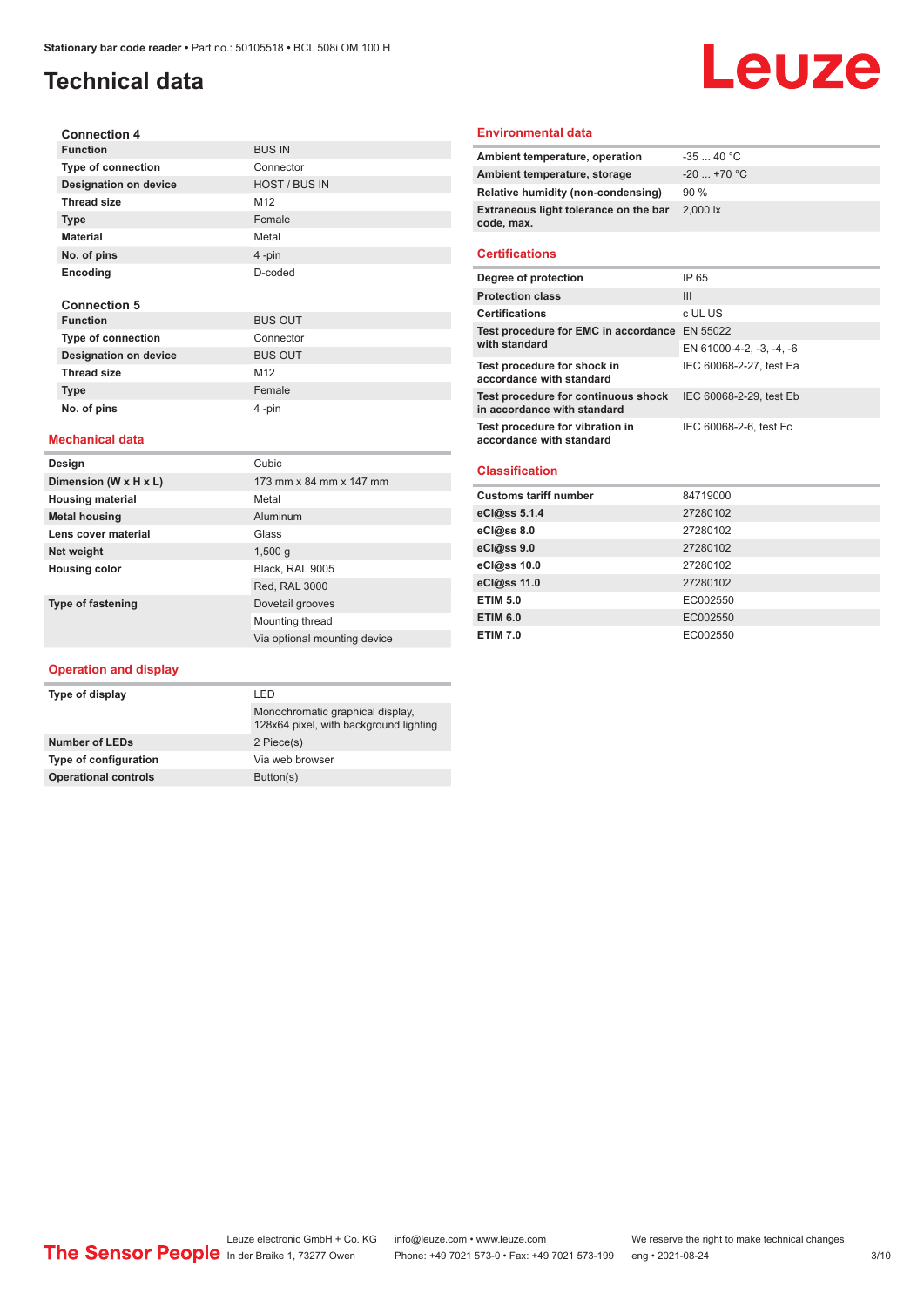# Technical data

#### Connection 4

| | |
|---|---|
| **Function** | BUS IN |
| **Type of connection** | Connector |
| **Designation on device** | HOST / BUS IN |
| **Thread size** | M12 |
| **Type** | Female |
| **Material** | Metal |
| **No. of pins** | 4 -pin |
| **Encoding** | D-coded |

#### Connection 5

| | |
|---|---|
| **Function** | BUS OUT |
| **Type of connection** | Connector |
| **Designation on device** | BUS OUT |
| **Thread size** | M12 |
| **Type** | Female |
| **No. of pins** | 4 -pin |

## Mechanical data

| | |
|---|---|
| **Design** | Cubic |
| **Dimension (W x H x L)** | 173 mm x 84 mm x 147 mm |
| **Housing material** | Metal |
| **Metal housing** | Aluminum |
| **Lens cover material** | Glass |
| **Net weight** | 1,500 g |
| **Housing color** | Black, RAL 9005 |
| | Red, RAL 3000 |
| **Type of fastening** | Dovetail grooves |
| | Mounting thread |
| | Via optional mounting device |

## Operation and display

| | |
|---|---|
| **Type of display** | LED |
| | Monochromatic graphical display, 128x64 pixel, with background lighting |
| **Number of LEDs** | 2 Piece(s) |
| **Type of configuration** | Via web browser |
| **Operational controls** | Button(s) |

## Environmental data

| | |
|---|---|
| **Ambient temperature, operation** | -35 ... 40 °C |
| **Ambient temperature, storage** | -20 ... +70 °C |
| **Relative humidity (non-condensing)** | 90 % |
| **Extraneous light tolerance on the bar code, max.** | 2,000 lx |

## Certifications

| | |
|---|---|
| **Degree of protection** | IP 65 |
| **Protection class** | III |
| **Certifications** | c UL US |
| **Test procedure for EMC in accordance with standard** | EN 55022 |
| | EN 61000-4-2, -3, -4, -6 |
| **Test procedure for shock in accordance with standard** | IEC 60068-2-27, test Ea |
| **Test procedure for continuous shock in accordance with standard** | IEC 60068-2-29, test Eb |
| **Test procedure for vibration in accordance with standard** | IEC 60068-2-6, test Fc |

## Classification

| | |
|---|---|
| **Customs tariff number** | 84719000 |
| **eCl@ss 5.1.4** | 27280102 |
| **eCl@ss 8.0** | 27280102 |
| **eCl@ss 9.0** | 27280102 |
| **eCl@ss 10.0** | 27280102 |
| **eCl@ss 11.0** | 27280102 |
| **ETIM 5.0** | EC002550 |
| **ETIM 6.0** | EC002550 |
| **ETIM 7.0** | EC002550 |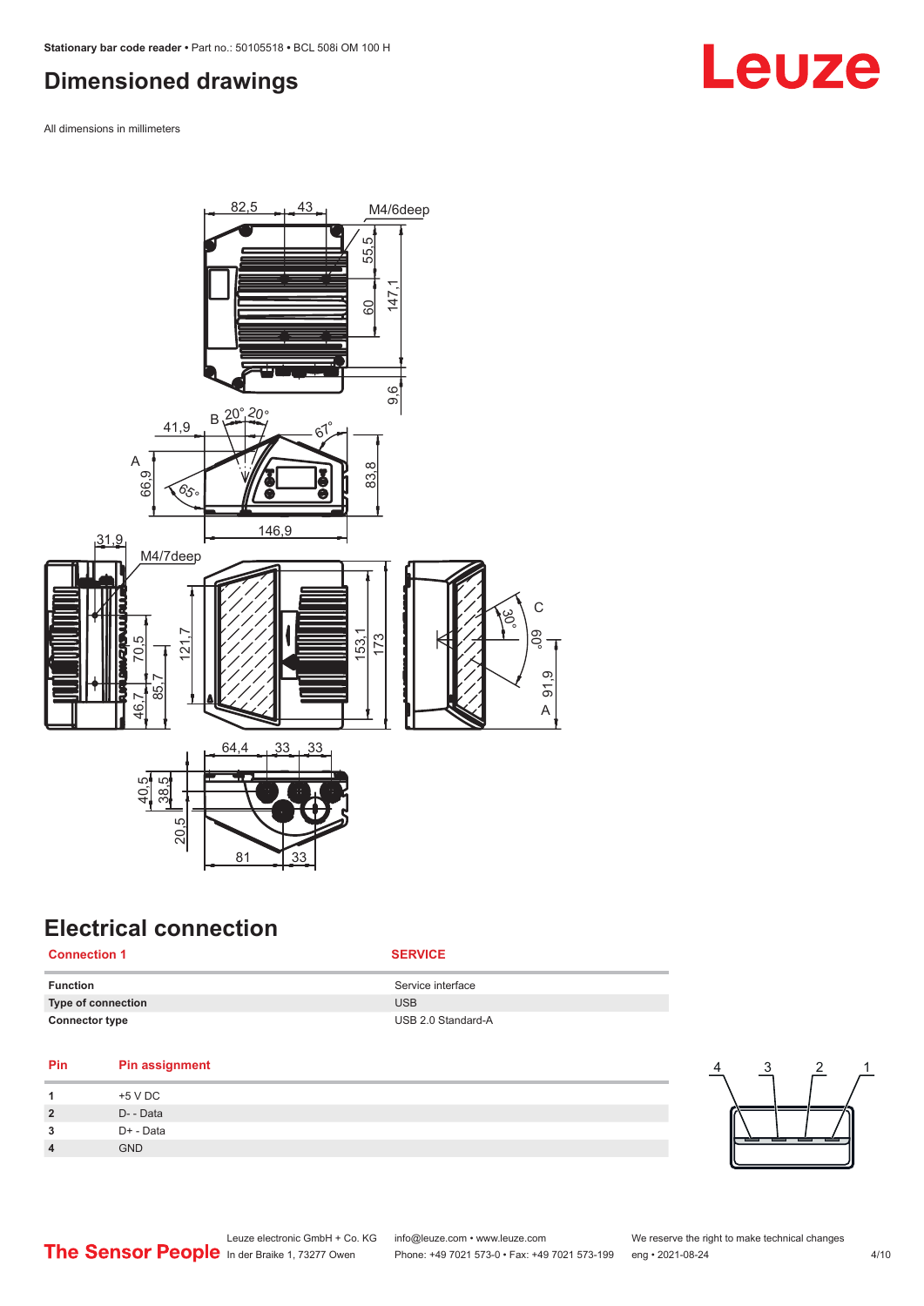# Dimensioned drawings

All dimensions in millimeters

# Electrical connection

| Connection 1 | SERVICE |
|---|---|
| **Function** | Service interface |
| **Type of connection** | USB |
| **Connector type** | USB 2.0 Standard-A |

| Pin | Pin assignment |
|---|---|
| 1 | +5 V DC |
| 2 | D- - Data |
| 3 | D+ - Data |
| 4 | GND |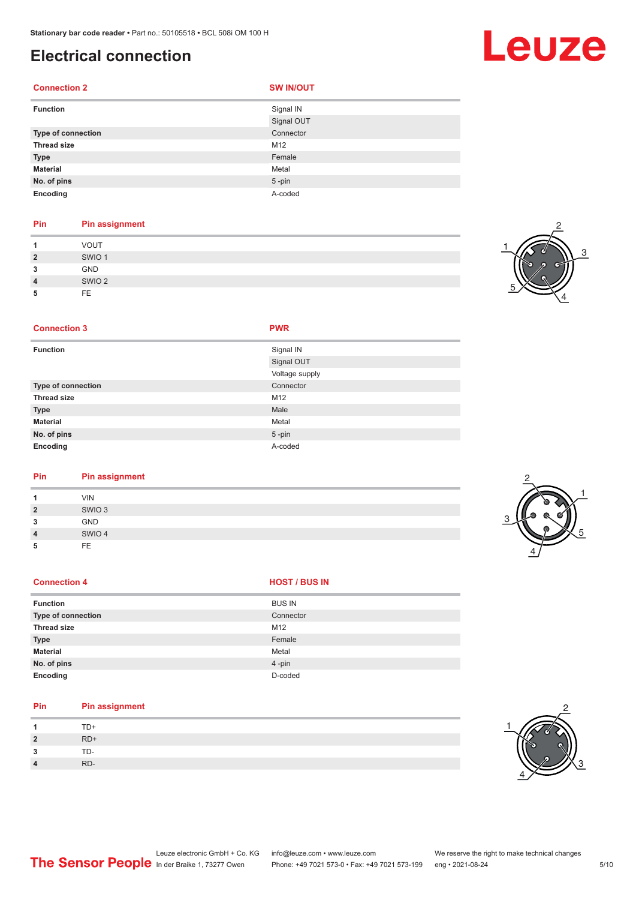# Electrical connection

| Connection 2 | SW IN/OUT |
|---|---|
| Function | Signal IN |
| | Signal OUT |
| Type of connection | Connector |
| Thread size | M12 |
| Type | Female |
| Material | Metal |
| No. of pins | 5 -pin |
| Encoding | A-coded |

| Pin | Pin assignment |
|---|---|
| 1 | VOUT |
| 2 | SWIO 1 |
| 3 | GND |
| 4 | SWIO 2 |
| 5 | FE |

| Connection 3 | PWR |
|---|---|
| Function | Signal IN |
| | Signal OUT |
| | Voltage supply |
| Type of connection | Connector |
| Thread size | M12 |
| Type | Male |
| Material | Metal |
| No. of pins | 5 -pin |
| Encoding | A-coded |

| Pin | Pin assignment |
|---|---|
| 1 | VIN |
| 2 | SWIO 3 |
| 3 | GND |
| 4 | SWIO 4 |
| 5 | FE |

| Connection 4 | HOST / BUS IN |
|---|---|
| Function | BUS IN |
| Type of connection | Connector |
| Thread size | M12 |
| Type | Female |
| Material | Metal |
| No. of pins | 4 -pin |
| Encoding | D-coded |

| Pin | Pin assignment |
|---|---|
| 1 | TD+ |
| 2 | RD+ |
| 3 | TD- |
| 4 | RD- |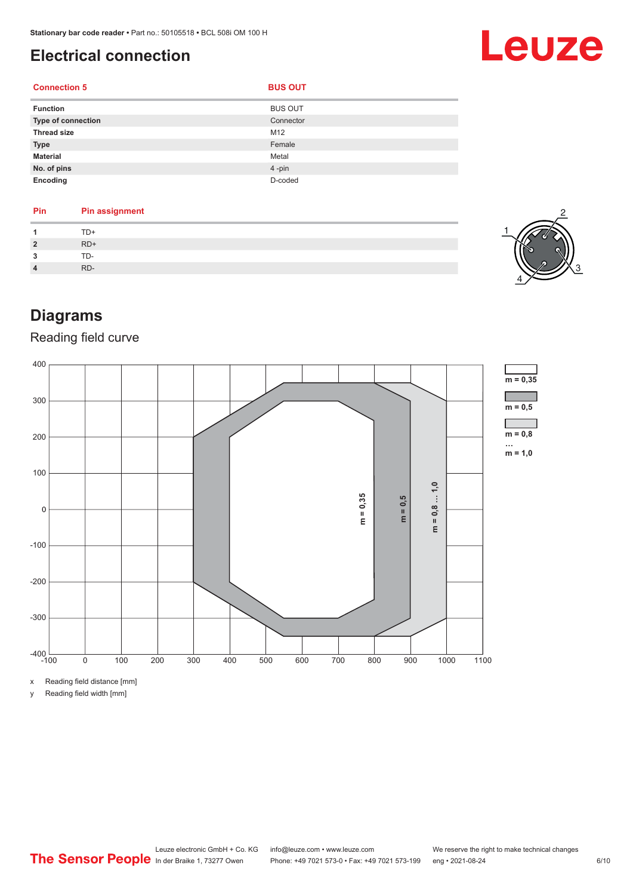# Electrical connection

| Connection 5 | BUS OUT |
|---|---|
| **Function** | BUS OUT |
| **Type of connection** | Connector |
| **Thread size** | M12 |
| **Type** | Female |
| **Material** | Metal |
| **No. of pins** | 4 -pin |
| **Encoding** | D-coded |

| Pin | Pin assignment |
|---|---|
| **1** | TD+ |
| **2** | RD+ |
| **3** | TD- |
| **4** | RD- |

# Diagrams

## Reading field curve

x Reading field distance [mm]

y Reading field width [mm]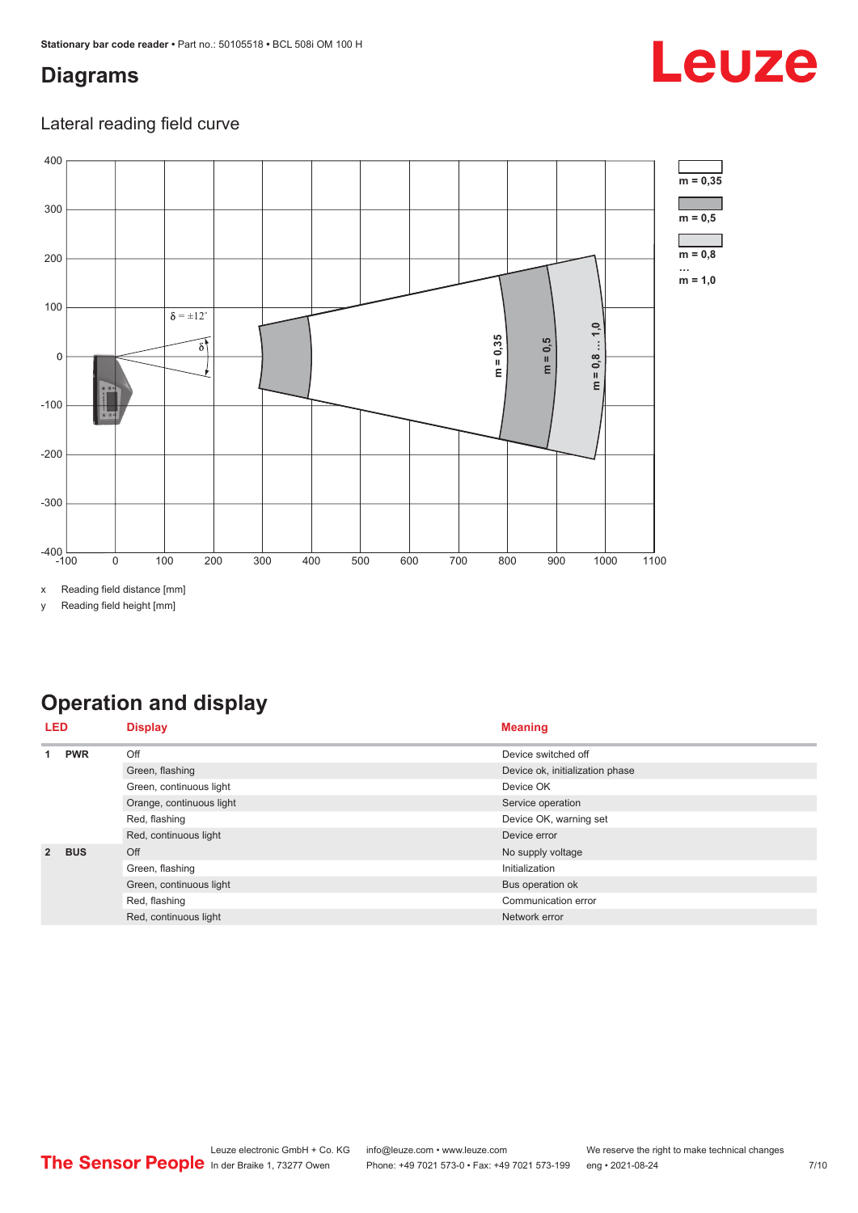# Diagrams

## Lateral reading field curve

x Reading field distance [mm]

y Reading field height [mm]

# Operation and display

| LED | | Display | Meaning |
|---|---|---|---|
| 1 | PWR | Off | Device switched off |
| | | Green, flashing | Device ok, initialization phase |
| | | Green, continuous light | Device OK |
| | | Orange, continuous light | Service operation |
| | | Red, flashing | Device OK, warning set |
| | | Red, continuous light | Device error |
| 2 | BUS | Off | No supply voltage |
| | | Green, flashing | Initialization |
| | | Green, continuous light | Bus operation ok |
| | | Red, flashing | Communication error |
| | | Red, continuous light | Network error |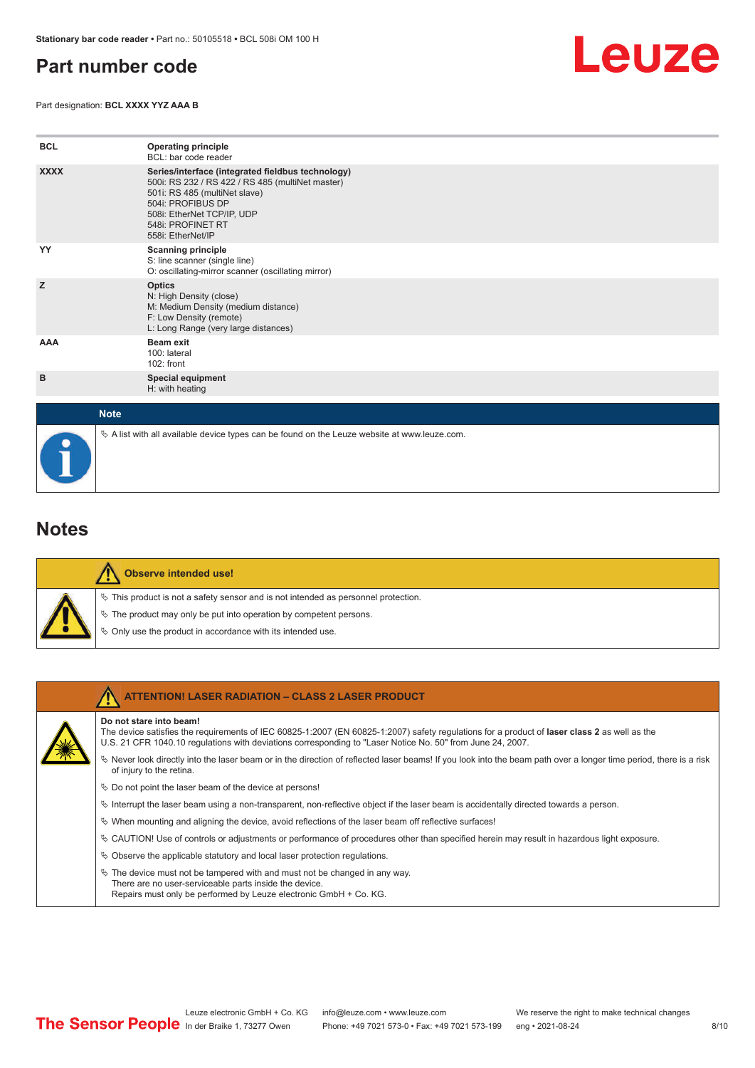# Part number code

Part designation: **BCL XXXX YYZ AAA B**

| | |
|---|---|
| **BCL** | **Operating principle**<br>BCL: bar code reader |
| **XXXX** | **Series/interface (integrated fieldbus technology)**<br>500i: RS 232 / RS 422 / RS 485 (multiNet master)<br>501i: RS 485 (multiNet slave)<br>504i: PROFIBUS DP<br>508i: EtherNet TCP/IP, UDP<br>548i: PROFINET RT<br>558i: EtherNet/IP |
| **YY** | **Scanning principle**<br>S: line scanner (single line)<br>O: oscillating-mirror scanner (oscillating mirror) |
| **Z** | **Optics**<br>N: High Density (close)<br>M: Medium Density (medium distance)<br>F: Low Density (remote)<br>L: Long Range (very large distances) |
| **AAA** | **Beam exit**<br>100: lateral<br>102: front |
| **B** | **Special equipment**<br>H: with heating |

**Note**

- A list with all available device types can be found on the Leuze website at www.leuze.com.

# Notes

**Observe intended use!**

- This product is not a safety sensor and is not intended as personnel protection.
- The product may only be put into operation by competent persons.
- Only use the product in accordance with its intended use.

**ATTENTION! LASER RADIATION – CLASS 2 LASER PRODUCT**

**Do not stare into beam!**
The device satisfies the requirements of IEC 60825-1:2007 (EN 60825-1:2007) safety regulations for a product of **laser class 2** as well as the U.S. 21 CFR 1040.10 regulations with deviations corresponding to "Laser Notice No. 50" from June 24, 2007.

- Never look directly into the laser beam or in the direction of reflected laser beams! If you look into the beam path over a longer time period, there is a risk of injury to the retina.
- Do not point the laser beam of the device at persons!
- Interrupt the laser beam using a non-transparent, non-reflective object if the laser beam is accidentally directed towards a person.
- When mounting and aligning the device, avoid reflections of the laser beam off reflective surfaces!
- CAUTION! Use of controls or adjustments or performance of procedures other than specified herein may result in hazardous light exposure.
- Observe the applicable statutory and local laser protection regulations.
- The device must not be tampered with and must not be changed in any way.
  There are no user-serviceable parts inside the device.
  Repairs must only be performed by Leuze electronic GmbH + Co. KG.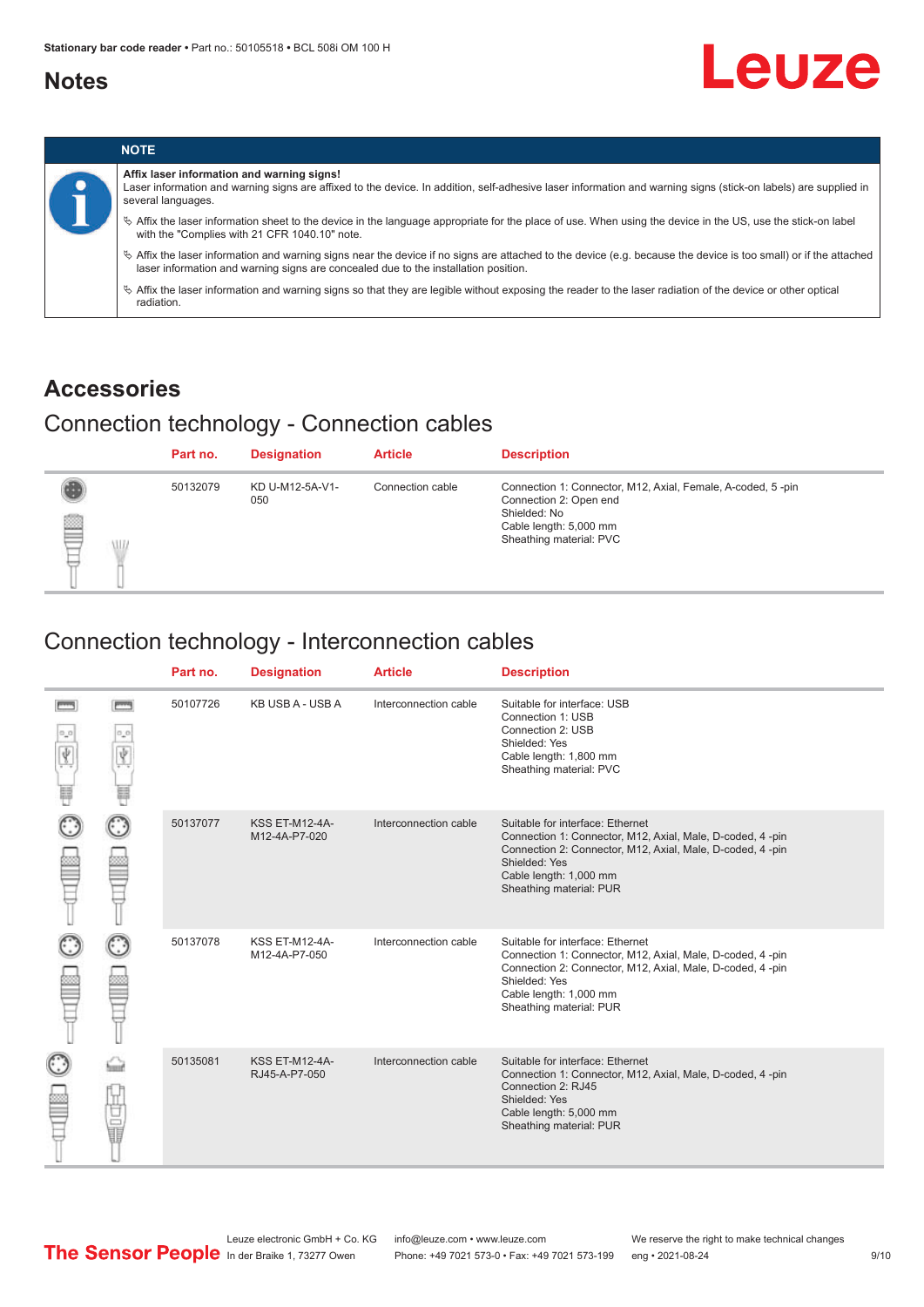# Notes

| NOTE |
| --- |
| **Affix laser information and warning signs!**<br>Laser information and warning signs are affixed to the device. In addition, self-adhesive laser information and warning signs (stick-on labels) are supplied in several languages.<br>↳ Affix the laser information sheet to the device in the language appropriate for the place of use. When using the device in the US, use the stick-on label with the "Complies with 21 CFR 1040.10" note.<br>↳ Affix the laser information and warning signs near the device if no signs are attached to the device (e.g. because the device is too small) or if the attached laser information and warning signs are concealed due to the installation position.<br>↳ Affix the laser information and warning signs so that they are legible without exposing the reader to the laser radiation of the device or other optical radiation. |

# Accessories

## Connection technology - Connection cables

| Part no. | Designation | Article | Description |
| --- | --- | --- | --- |
| 50132079 | KD U-M12-5A-V1-050 | Connection cable | Connection 1: Connector, M12, Axial, Female, A-coded, 5 -pin<br>Connection 2: Open end<br>Shielded: No<br>Cable length: 5,000 mm<br>Sheathing material: PVC |

## Connection technology - Interconnection cables

| Part no. | Designation | Article | Description |
| --- | --- | --- | --- |
| 50107726 | KB USB A - USB A | Interconnection cable | Suitable for interface: USB<br>Connection 1: USB<br>Connection 2: USB<br>Shielded: Yes<br>Cable length: 1,800 mm<br>Sheathing material: PVC |
| 50137077 | KSS ET-M12-4A-M12-4A-P7-020 | Interconnection cable | Suitable for interface: Ethernet<br>Connection 1: Connector, M12, Axial, Male, D-coded, 4 -pin<br>Connection 2: Connector, M12, Axial, Male, D-coded, 4 -pin<br>Shielded: Yes<br>Cable length: 1,000 mm<br>Sheathing material: PUR |
| 50137078 | KSS ET-M12-4A-M12-4A-P7-050 | Interconnection cable | Suitable for interface: Ethernet<br>Connection 1: Connector, M12, Axial, Male, D-coded, 4 -pin<br>Connection 2: Connector, M12, Axial, Male, D-coded, 4 -pin<br>Shielded: Yes<br>Cable length: 1,000 mm<br>Sheathing material: PUR |
| 50135081 | KSS ET-M12-4A-RJ45-A-P7-050 | Interconnection cable | Suitable for interface: Ethernet<br>Connection 1: Connector, M12, Axial, Male, D-coded, 4 -pin<br>Connection 2: RJ45<br>Shielded: Yes<br>Cable length: 5,000 mm<br>Sheathing material: PUR |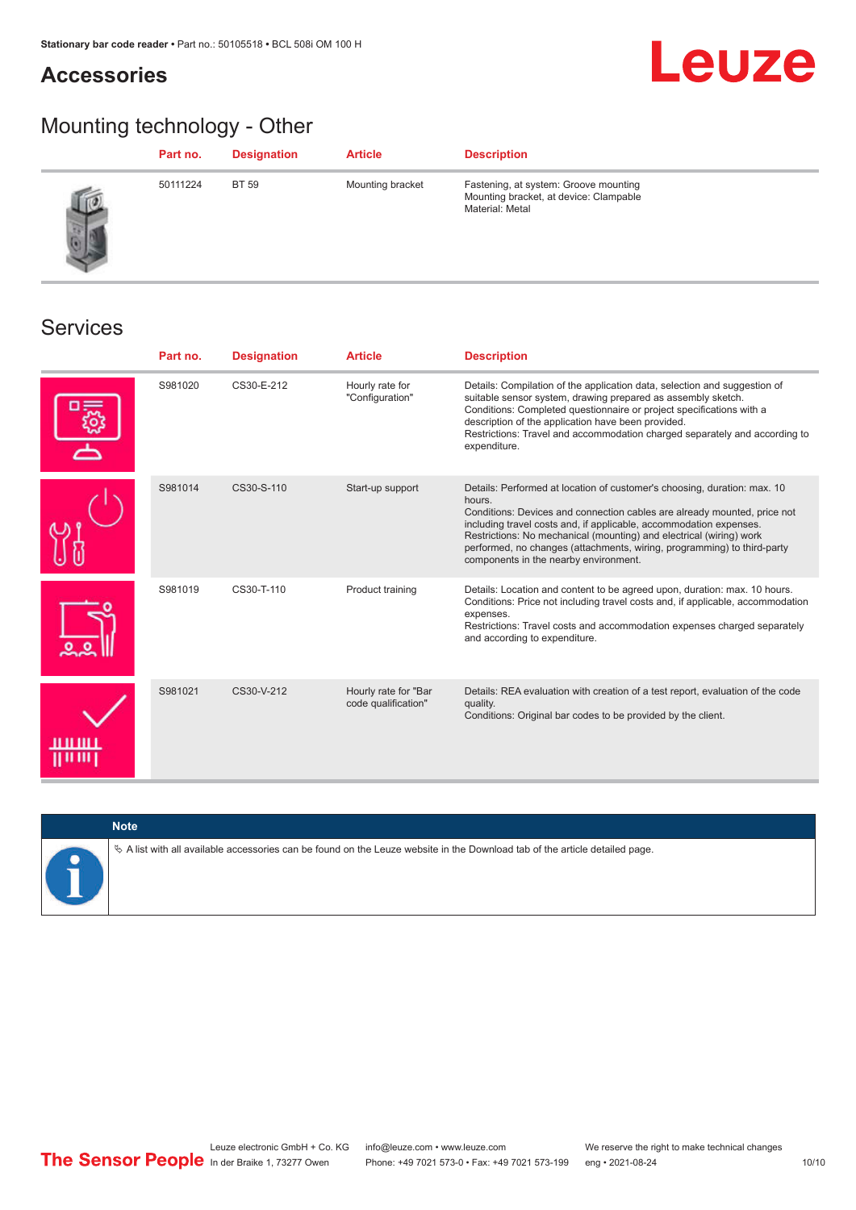## Accessories

### Mounting technology - Other

| | Part no. | Designation | Article | Description |
|---|---|---|---|---|
| | 50111224 | BT 59 | Mounting bracket | Fastening, at system: Groove mounting<br>Mounting bracket, at device: Clampable<br>Material: Metal |

### Services

| | Part no. | Designation | Article | Description |
|---|---|---|---|---|
| | S981020 | CS30-E-212 | Hourly rate for "Configuration" | Details: Compilation of the application data, selection and suggestion of suitable sensor system, drawing prepared as assembly sketch.<br>Conditions: Completed questionnaire or project specifications with a description of the application have been provided.<br>Restrictions: Travel and accommodation charged separately and according to expenditure. |
| | S981014 | CS30-S-110 | Start-up support | Details: Performed at location of customer's choosing, duration: max. 10 hours.<br>Conditions: Devices and connection cables are already mounted, price not including travel costs and, if applicable, accommodation expenses.<br>Restrictions: No mechanical (mounting) and electrical (wiring) work performed, no changes (attachments, wiring, programming) to third-party components in the nearby environment. |
| | S981019 | CS30-T-110 | Product training | Details: Location and content to be agreed upon, duration: max. 10 hours.<br>Conditions: Price not including travel costs and, if applicable, accommodation expenses.<br>Restrictions: Travel costs and accommodation expenses charged separately and according to expenditure. |
| | S981021 | CS30-V-212 | Hourly rate for "Bar code qualification" | Details: REA evaluation with creation of a test report, evaluation of the code quality.<br>Conditions: Original bar codes to be provided by the client. |

**Note**

↳ A list with all available accessories can be found on the Leuze website in the Download tab of the article detailed page.